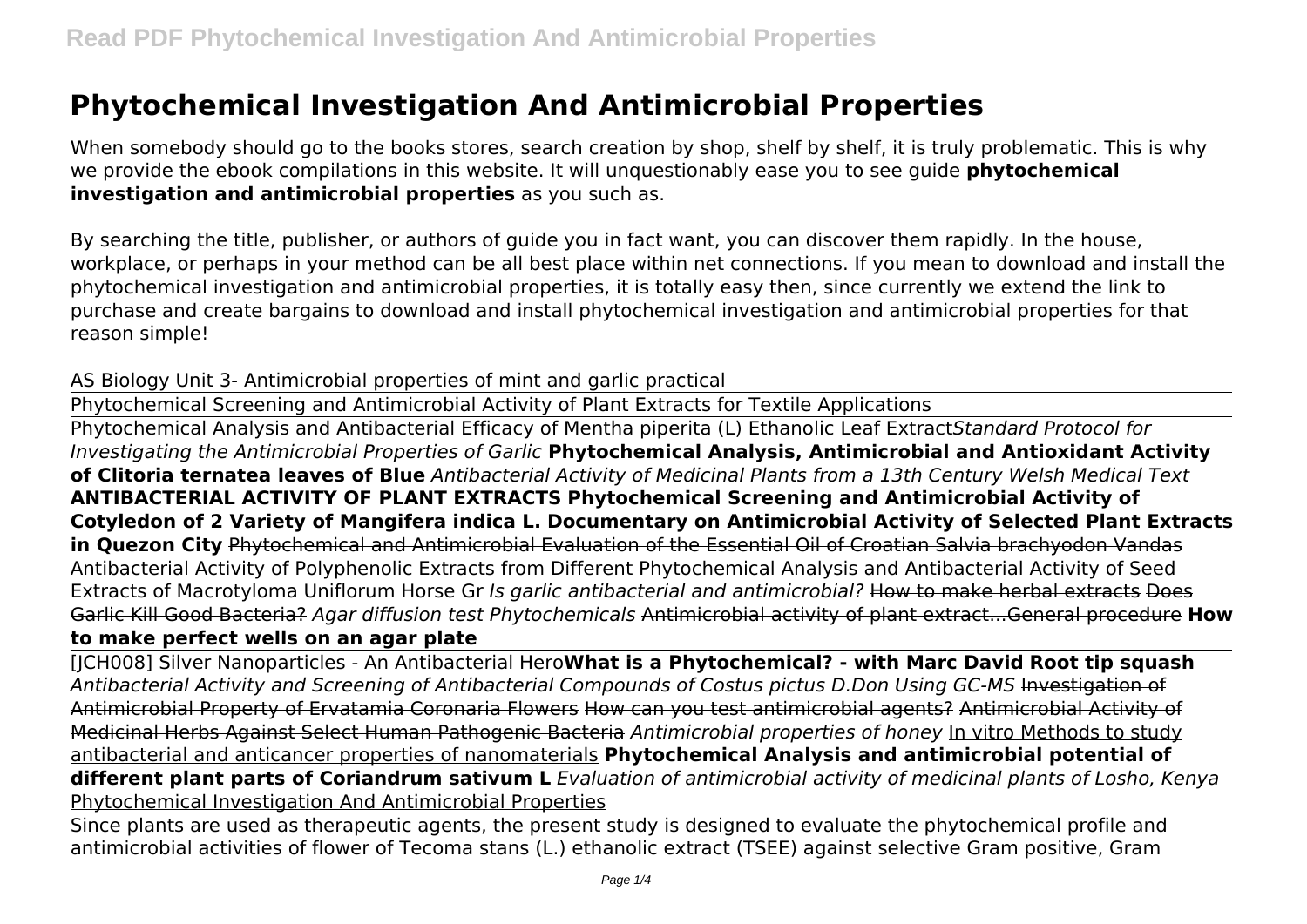# Phytochemical Investigation And Antimicrobial Properties

When somebody should go to the books stores, search creation by shop, shelf by shelf, it is truly problematic. This is why we provide the ebook compilations in this website. It will unquestionably ease you to see guide **phytochemical investigation and antimicrobial properties** as you such as.

By searching the title, publisher, or authors of guide you in fact want, you can discover them rapidly. In the house, workplace, or perhaps in your method can be all best place within net connections. If you mean to download and install the phytochemical investigation and antimicrobial properties, it is totally easy then, since currently we extend the link to purchase and create bargains to download and install phytochemical investigation and antimicrobial properties for that reason simple!

AS Biology Unit 3- Antimicrobial properties of mint and garlic practical

Phytochemical Screening and Antimicrobial Activity of Plant Extracts for Textile Applications

Phytochemical Analysis and Antibacterial Efficacy of Mentha piperita (L) Ethanolic Leaf Extract *Standard Protocol for Investigating the Antimicrobial Properties of Garlic* **Phytochemical Analysis, Antimicrobial and Antioxidant Activity of Clitoria ternatea leaves of Blue** *Antibacterial Activity of Medicinal Plants from a 13th Century Welsh Medical Text* **ANTIBACTERIAL ACTIVITY OF PLANT EXTRACTS Phytochemical Screening and Antimicrobial Activity of Cotyledon of 2 Variety of Mangifera indica L. Documentary on Antimicrobial Activity of Selected Plant Extracts in Quezon City** Phytochemical and Antimicrobial Evaluation of the Essential Oil of Croatian Salvia brachyodon Vandas Antibacterial Activity of Polyphenolic Extracts from Different Phytochemical Analysis and Antibacterial Activity of Seed Extracts of Macrotyloma Uniflorum Horse Gr *Is garlic antibacterial and antimicrobial?* How to make herbal extracts Does Garlic Kill Good Bacteria? *Agar diffusion test Phytochemicals* Antimicrobial activity of plant extract...General procedure **How to make perfect wells on an agar plate**

[JCH008] Silver Nanoparticles - An Antibacterial Hero **What is a Phytochemical? - with Marc David Root tip squash** *Antibacterial Activity and Screening of Antibacterial Compounds of Costus pictus D.Don Using GC-MS* Investigation of Antimicrobial Property of Ervatamia Coronaria Flowers How can you test antimicrobial agents? Antimicrobial Activity of Medicinal Herbs Against Select Human Pathogenic Bacteria *Antimicrobial properties of honey* In vitro Methods to study antibacterial and anticancer properties of nanomaterials **Phytochemical Analysis and antimicrobial potential of different plant parts of Coriandrum sativum L** *Evaluation of antimicrobial activity of medicinal plants of Losho, Kenya* Phytochemical Investigation And Antimicrobial Properties

Since plants are used as therapeutic agents, the present study is designed to evaluate the phytochemical profile and antimicrobial activities of flower of Tecoma stans (L.) ethanolic extract (TSEE) against selective Gram positive, Gram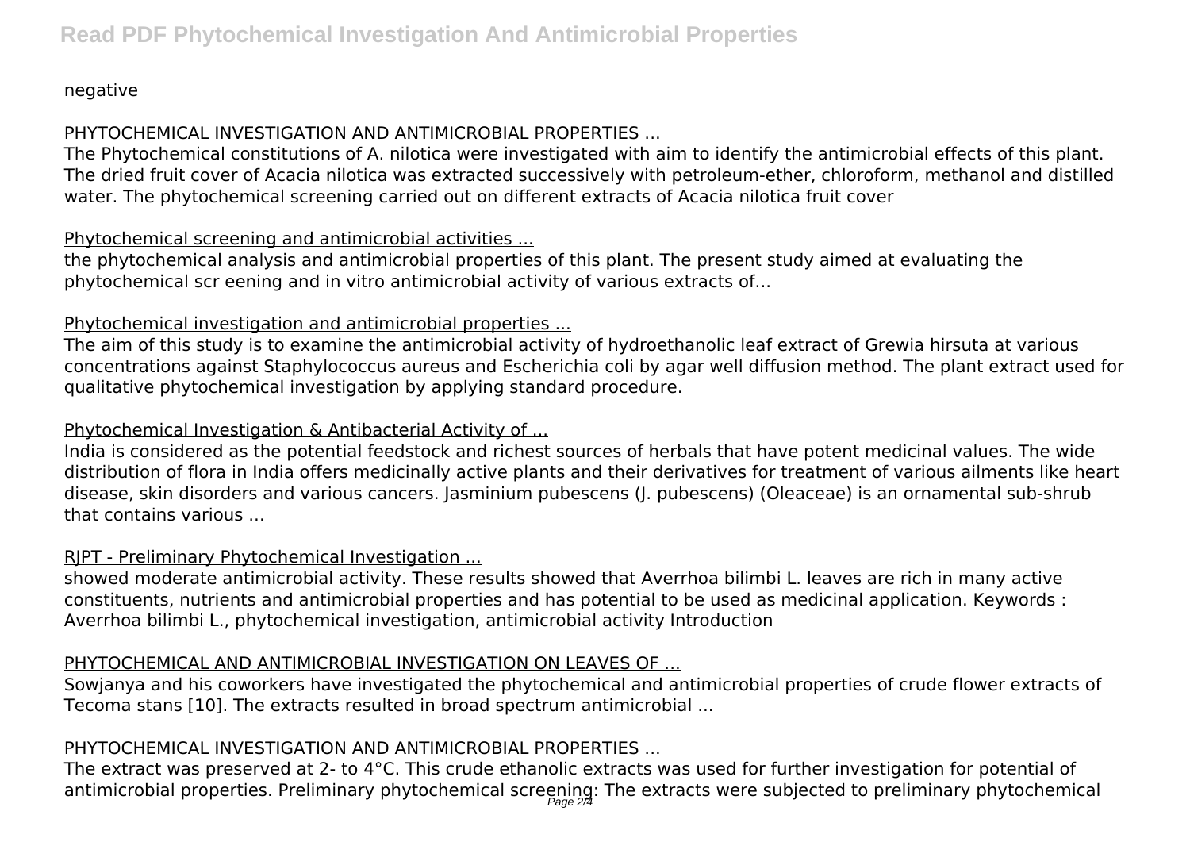negative

PHYTOCHEMICAL INVESTIGATION AND ANTIMICROBIAL PROPERTIES ...

The Phytochemical constitutions of A. nilotica were investigated with aim to identify the antimicrobial effects of this plant. The dried fruit cover of Acacia nilotica was extracted successively with petroleum-ether, chloroform, methanol and distilled water. The phytochemical screening carried out on different extracts of Acacia nilotica fruit cover

Phytochemical screening and antimicrobial activities ...

the phytochemical analysis and antimicrobial properties of this plant. The present study aimed at evaluating the phytochemical scr eening and in vitro antimicrobial activity of various extracts of...

Phytochemical investigation and antimicrobial properties ...

The aim of this study is to examine the antimicrobial activity of hydroethanolic leaf extract of Grewia hirsuta at various concentrations against Staphylococcus aureus and Escherichia coli by agar well diffusion method. The plant extract used for qualitative phytochemical investigation by applying standard procedure.

Phytochemical Investigation & Antibacterial Activity of ...

India is considered as the potential feedstock and richest sources of herbals that have potent medicinal values. The wide distribution of flora in India offers medicinally active plants and their derivatives for treatment of various ailments like heart disease, skin disorders and various cancers. Jasminium pubescens (J. pubescens) (Oleaceae) is an ornamental sub-shrub that contains various ...

RJPT - Preliminary Phytochemical Investigation ...

showed moderate antimicrobial activity. These results showed that Averrhoa bilimbi L. leaves are rich in many active constituents, nutrients and antimicrobial properties and has potential to be used as medicinal application. Keywords : Averrhoa bilimbi L., phytochemical investigation, antimicrobial activity Introduction

PHYTOCHEMICAL AND ANTIMICROBIAL INVESTIGATION ON LEAVES OF ...

Sowjanya and his coworkers have investigated the phytochemical and antimicrobial properties of crude flower extracts of Tecoma stans [10]. The extracts resulted in broad spectrum antimicrobial ...

PHYTOCHEMICAL INVESTIGATION AND ANTIMICROBIAL PROPERTIES ...

The extract was preserved at 2- to 4°C. This crude ethanolic extracts was used for further investigation for potential of antimicrobial properties. Preliminary phytochemical screening: The extracts were subjected to preliminary phytochemical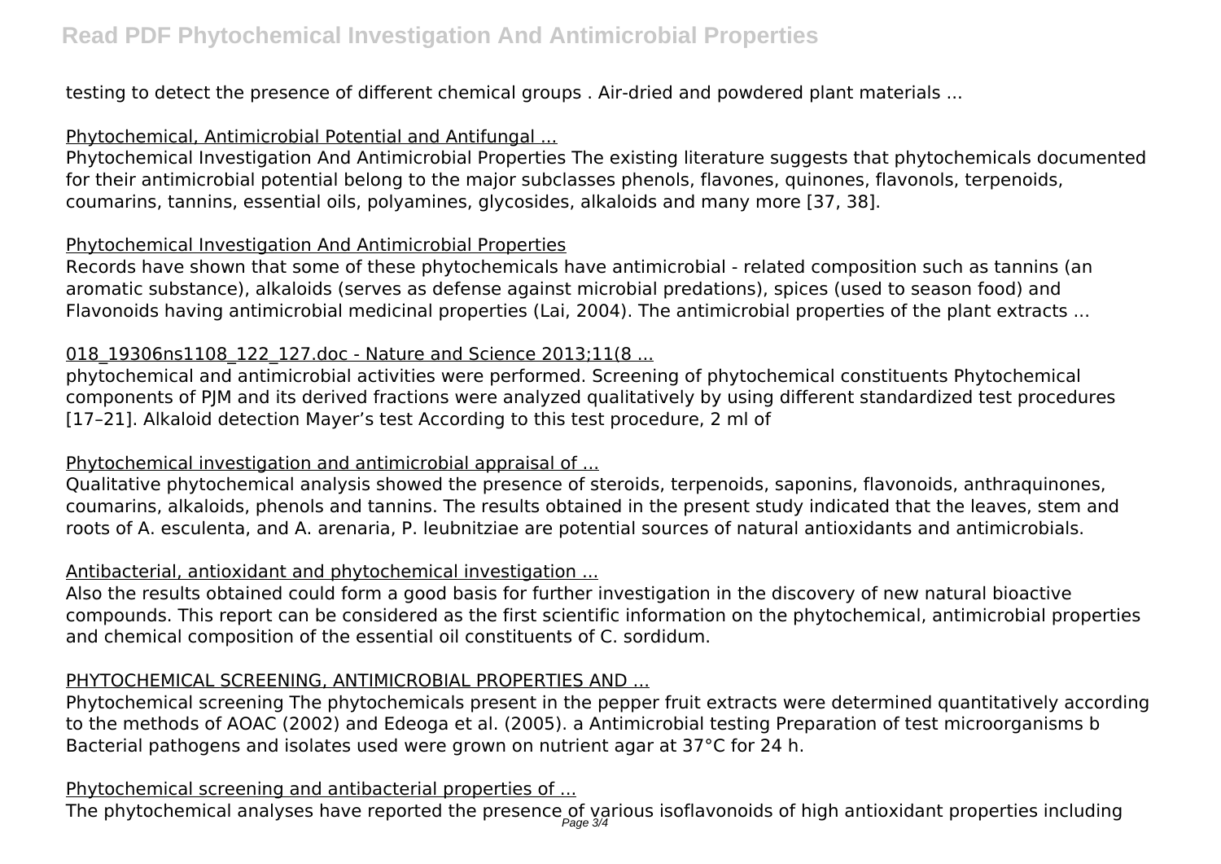testing to detect the presence of different chemical groups . Air-dried and powdered plant materials ...

## Phytochemical, Antimicrobial Potential and Antifungal ...

Phytochemical Investigation And Antimicrobial Properties The existing literature suggests that phytochemicals documented for their antimicrobial potential belong to the major subclasses phenols, flavones, quinones, flavonols, terpenoids, coumarins, tannins, essential oils, polyamines, glycosides, alkaloids and many more [37, 38].

## Phytochemical Investigation And Antimicrobial Properties

Records have shown that some of these phytochemicals have antimicrobial - related composition such as tannins (an aromatic substance), alkaloids (serves as defense against microbial predations), spices (used to season food) and Flavonoids having antimicrobial medicinal properties (Lai, 2004). The antimicrobial properties of the plant extracts ...

## 018_19306ns1108_122_127.doc - Nature and Science 2013;11(8 ...

phytochemical and antimicrobial activities were performed. Screening of phytochemical constituents Phytochemical components of PJM and its derived fractions were analyzed qualitatively by using different standardized test procedures [17–21]. Alkaloid detection Mayer's test According to this test procedure, 2 ml of

## Phytochemical investigation and antimicrobial appraisal of ...

Qualitative phytochemical analysis showed the presence of steroids, terpenoids, saponins, flavonoids, anthraquinones, coumarins, alkaloids, phenols and tannins. The results obtained in the present study indicated that the leaves, stem and roots of A. esculenta, and A. arenaria, P. leubnitziae are potential sources of natural antioxidants and antimicrobials.

## Antibacterial, antioxidant and phytochemical investigation ...

Also the results obtained could form a good basis for further investigation in the discovery of new natural bioactive compounds. This report can be considered as the first scientific information on the phytochemical, antimicrobial properties and chemical composition of the essential oil constituents of C. sordidum.

## PHYTOCHEMICAL SCREENING, ANTIMICROBIAL PROPERTIES AND ...

Phytochemical screening The phytochemicals present in the pepper fruit extracts were determined quantitatively according to the methods of AOAC (2002) and Edeoga et al. (2005). a Antimicrobial testing Preparation of test microorganisms b Bacterial pathogens and isolates used were grown on nutrient agar at 37°C for 24 h.

## Phytochemical screening and antibacterial properties of ...

The phytochemical analyses have reported the presence of various isoflavonoids of high antioxidant properties including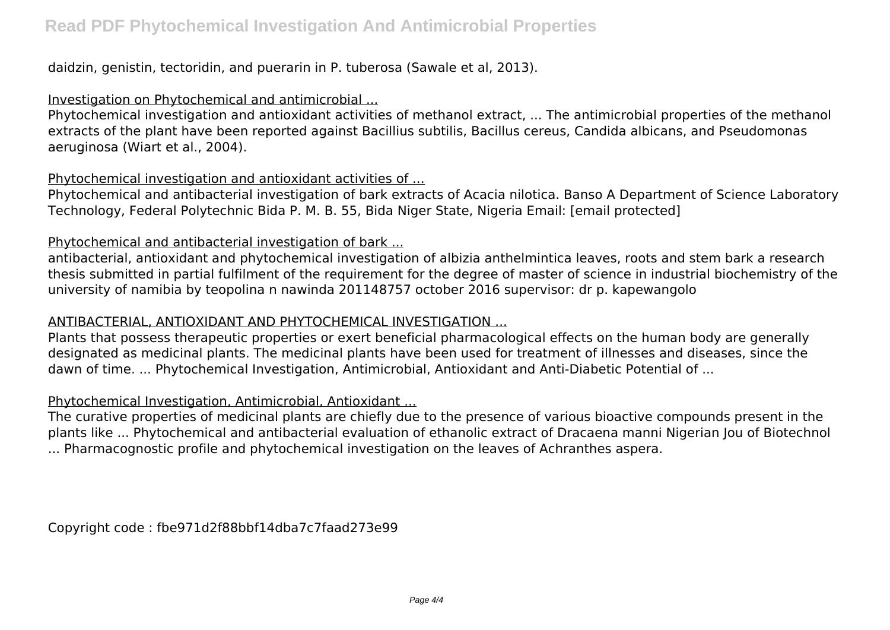daidzin, genistin, tectoridin, and puerarin in P. tuberosa (Sawale et al, 2013).

Investigation on Phytochemical and antimicrobial ...

Phytochemical investigation and antioxidant activities of methanol extract, ... The antimicrobial properties of the methanol extracts of the plant have been reported against Bacillius subtilis, Bacillus cereus, Candida albicans, and Pseudomonas aeruginosa (Wiart et al., 2004).

Phytochemical investigation and antioxidant activities of ...

Phytochemical and antibacterial investigation of bark extracts of Acacia nilotica. Banso A Department of Science Laboratory Technology, Federal Polytechnic Bida P. M. B. 55, Bida Niger State, Nigeria Email: [email protected]

Phytochemical and antibacterial investigation of bark ...

antibacterial, antioxidant and phytochemical investigation of albizia anthelmintica leaves, roots and stem bark a research thesis submitted in partial fulfilment of the requirement for the degree of master of science in industrial biochemistry of the university of namibia by teopolina n nawinda 201148757 october 2016 supervisor: dr p. kapewangolo

ANTIBACTERIAL, ANTIOXIDANT AND PHYTOCHEMICAL INVESTIGATION ...

Plants that possess therapeutic properties or exert beneficial pharmacological effects on the human body are generally designated as medicinal plants. The medicinal plants have been used for treatment of illnesses and diseases, since the dawn of time. ... Phytochemical Investigation, Antimicrobial, Antioxidant and Anti-Diabetic Potential of ...

Phytochemical Investigation, Antimicrobial, Antioxidant ...

The curative properties of medicinal plants are chiefly due to the presence of various bioactive compounds present in the plants like ... Phytochemical and antibacterial evaluation of ethanolic extract of Dracaena manni Nigerian Jou of Biotechnol ... Pharmacognostic profile and phytochemical investigation on the leaves of Achranthes aspera.

Copyright code : fbe971d2f88bbf14dba7c7faad273e99